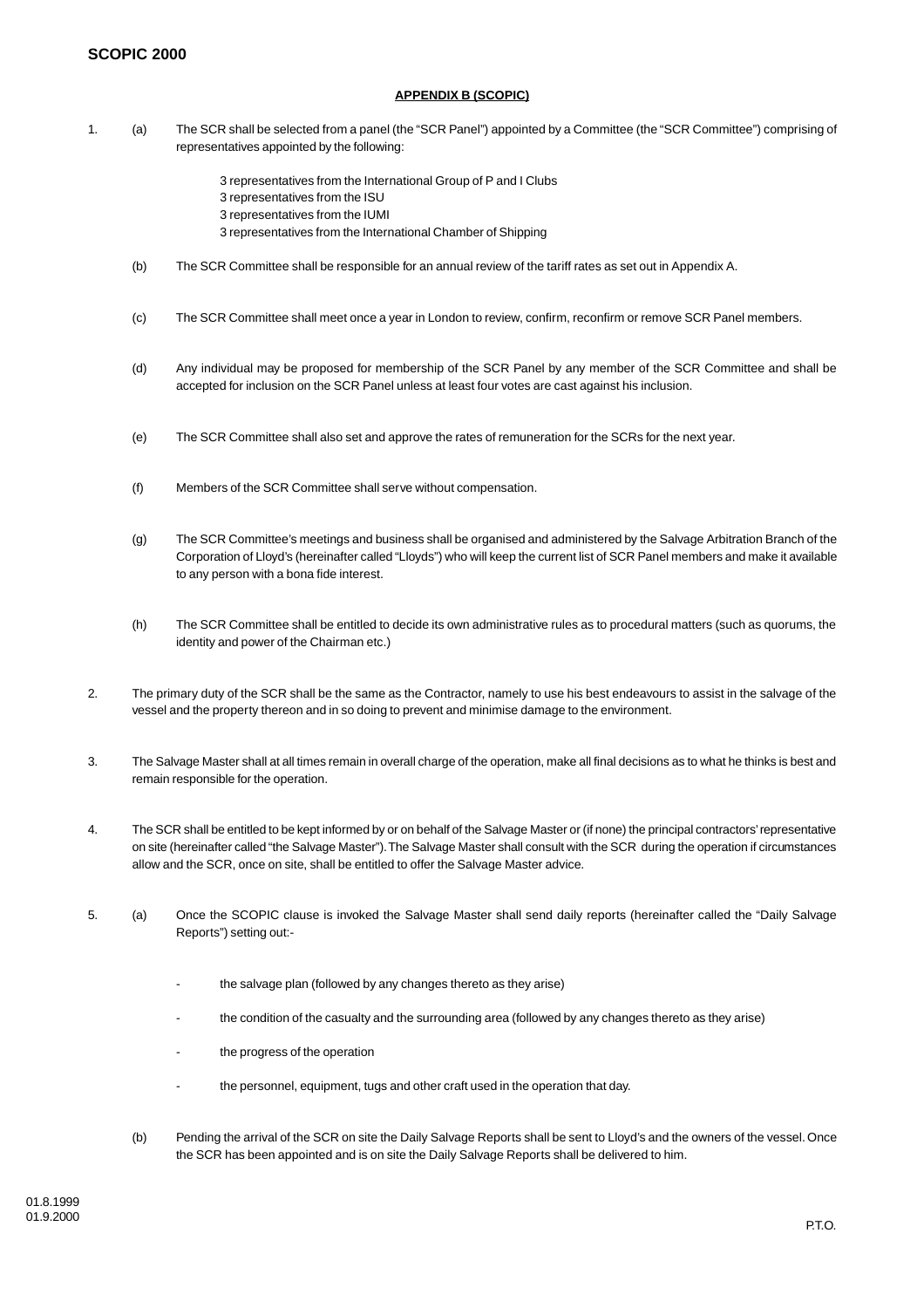# SCOPIC 2000

## APPENDIX B (SCOPIC)

1. (a) The SCR shall be selected from a panel (the "SCR Panel") appointed by a Committee (the "SCR Committee") comprising of representatives appointed by the following:

    3 representatives from the International Group of P and I Clubs
    3 representatives from the ISU
    3 representatives from the IUMI
    3 representatives from the International Chamber of Shipping

   (b) The SCR Committee shall be responsible for an annual review of the tariff rates as set out in Appendix A.

   (c) The SCR Committee shall meet once a year in London to review, confirm, reconfirm or remove SCR Panel members.

   (d) Any individual may be proposed for membership of the SCR Panel by any member of the SCR Committee and shall be accepted for inclusion on the SCR Panel unless at least four votes are cast against his inclusion.

   (e) The SCR Committee shall also set and approve the rates of remuneration for the SCRs for the next year.

   (f) Members of the SCR Committee shall serve without compensation.

   (g) The SCR Committee's meetings and business shall be organised and administered by the Salvage Arbitration Branch of the Corporation of Lloyd's (hereinafter called "Lloyds") who will keep the current list of SCR Panel members and make it available to any person with a bona fide interest.

   (h) The SCR Committee shall be entitled to decide its own administrative rules as to procedural matters (such as quorums, the identity and power of the Chairman etc.)

2. The primary duty of the SCR shall be the same as the Contractor, namely to use his best endeavours to assist in the salvage of the vessel and the property thereon and in so doing to prevent and minimise damage to the environment.

3. The Salvage Master shall at all times remain in overall charge of the operation, make all final decisions as to what he thinks is best and remain responsible for the operation.

4. The SCR shall be entitled to be kept informed by or on behalf of the Salvage Master or (if none) the principal contractors' representative on site (hereinafter called "the Salvage Master"). The Salvage Master shall consult with the SCR during the operation if circumstances allow and the SCR, once on site, shall be entitled to offer the Salvage Master advice.

5. (a) Once the SCOPIC clause is invoked the Salvage Master shall send daily reports (hereinafter called the "Daily Salvage Reports") setting out:-

   - the salvage plan (followed by any changes thereto as they arise)
   - the condition of the casualty and the surrounding area (followed by any changes thereto as they arise)
   - the progress of the operation
   - the personnel, equipment, tugs and other craft used in the operation that day.

   (b) Pending the arrival of the SCR on site the Daily Salvage Reports shall be sent to Lloyd's and the owners of the vessel. Once the SCR has been appointed and is on site the Daily Salvage Reports shall be delivered to him.

01.8.1999
01.9.2000

P.T.O.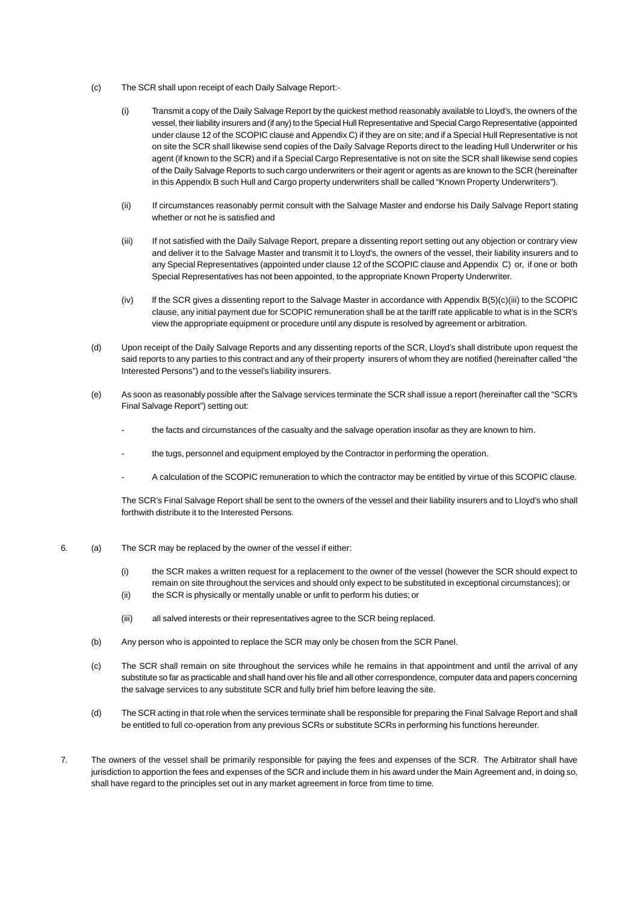(c) The SCR shall upon receipt of each Daily Salvage Report:-

   (i) Transmit a copy of the Daily Salvage Report by the quickest method reasonably available to Lloyd's, the owners of the vessel, their liability insurers and (if any) to the Special Hull Representative and Special Cargo Representative (appointed under clause 12 of the SCOPIC clause and Appendix C) if they are on site; and if a Special Hull Representative is not on site the SCR shall likewise send copies of the Daily Salvage Reports direct to the leading Hull Underwriter or his agent (if known to the SCR) and if a Special Cargo Representative is not on site the SCR shall likewise send copies of the Daily Salvage Reports to such cargo underwriters or their agent or agents as are known to the SCR (hereinafter in this Appendix B such Hull and Cargo property underwriters shall be called "Known Property Underwriters").

   (ii) If circumstances reasonably permit consult with the Salvage Master and endorse his Daily Salvage Report stating whether or not he is satisfied and

   (iii) If not satisfied with the Daily Salvage Report, prepare a dissenting report setting out any objection or contrary view and deliver it to the Salvage Master and transmit it to Lloyd's, the owners of the vessel, their liability insurers and to any Special Representatives (appointed under clause 12 of the SCOPIC clause and Appendix C) or, if one or both Special Representatives has not been appointed, to the appropriate Known Property Underwriter.

   (iv) If the SCR gives a dissenting report to the Salvage Master in accordance with Appendix B(5)(c)(iii) to the SCOPIC clause, any initial payment due for SCOPIC remuneration shall be at the tariff rate applicable to what is in the SCR's view the appropriate equipment or procedure until any dispute is resolved by agreement or arbitration.

(d) Upon receipt of the Daily Salvage Reports and any dissenting reports of the SCR, Lloyd's shall distribute upon request the said reports to any parties to this contract and any of their property insurers of whom they are notified (hereinafter called "the Interested Persons") and to the vessel's liability insurers.

(e) As soon as reasonably possible after the Salvage services terminate the SCR shall issue a report (hereinafter call the "SCR's Final Salvage Report") setting out:

   - the facts and circumstances of the casualty and the salvage operation insofar as they are known to him.

   - the tugs, personnel and equipment employed by the Contractor in performing the operation.

   - A calculation of the SCOPIC remuneration to which the contractor may be entitled by virtue of this SCOPIC clause.

   The SCR's Final Salvage Report shall be sent to the owners of the vessel and their liability insurers and to Lloyd's who shall forthwith distribute it to the Interested Persons.

6. (a) The SCR may be replaced by the owner of the vessel if either:

   (i) the SCR makes a written request for a replacement to the owner of the vessel (however the SCR should expect to remain on site throughout the services and should only expect to be substituted in exceptional circumstances); or

   (ii) the SCR is physically or mentally unable or unfit to perform his duties; or

   (iii) all salved interests or their representatives agree to the SCR being replaced.

(b) Any person who is appointed to replace the SCR may only be chosen from the SCR Panel.

(c) The SCR shall remain on site throughout the services while he remains in that appointment and until the arrival of any substitute so far as practicable and shall hand over his file and all other correspondence, computer data and papers concerning the salvage services to any substitute SCR and fully brief him before leaving the site.

(d) The SCR acting in that role when the services terminate shall be responsible for preparing the Final Salvage Report and shall be entitled to full co-operation from any previous SCRs or substitute SCRs in performing his functions hereunder.

7. The owners of the vessel shall be primarily responsible for paying the fees and expenses of the SCR. The Arbitrator shall have jurisdiction to apportion the fees and expenses of the SCR and include them in his award under the Main Agreement and, in doing so, shall have regard to the principles set out in any market agreement in force from time to time.